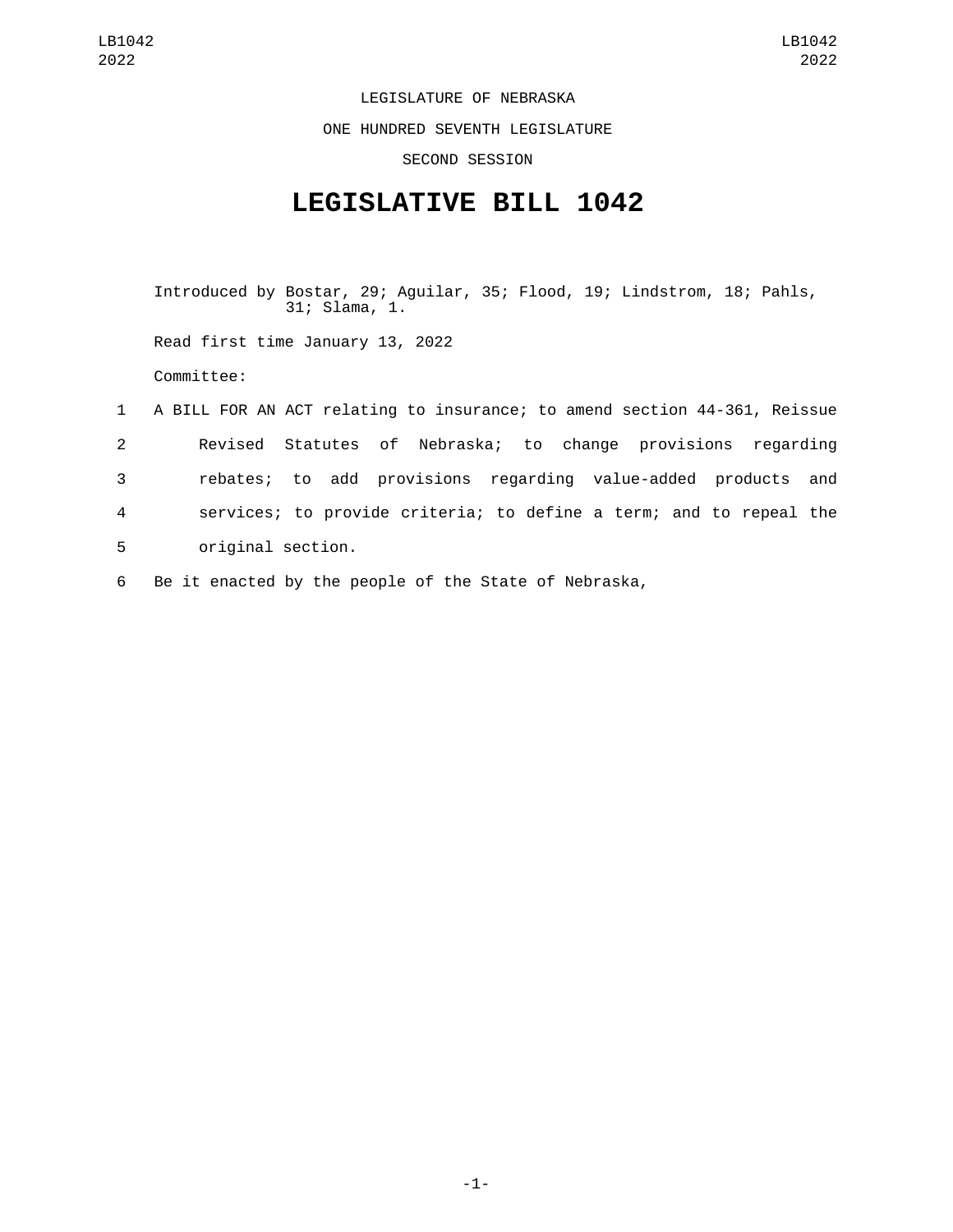LEGISLATURE OF NEBRASKA

ONE HUNDRED SEVENTH LEGISLATURE

SECOND SESSION

# LEGISLATIVE BILL 1042

Introduced by Bostar, 29; Aguilar, 35; Flood, 19; Lindstrom, 18; Pahls, 31; Slama, 1.

Read first time January 13, 2022

Committee:

1 A BILL FOR AN ACT relating to insurance; to amend section 44-361, Reissue
2 Revised Statutes of Nebraska; to change provisions regarding
3 rebates; to add provisions regarding value-added products and
4 services; to provide criteria; to define a term; and to repeal the
5 original section.

6 Be it enacted by the people of the State of Nebraska,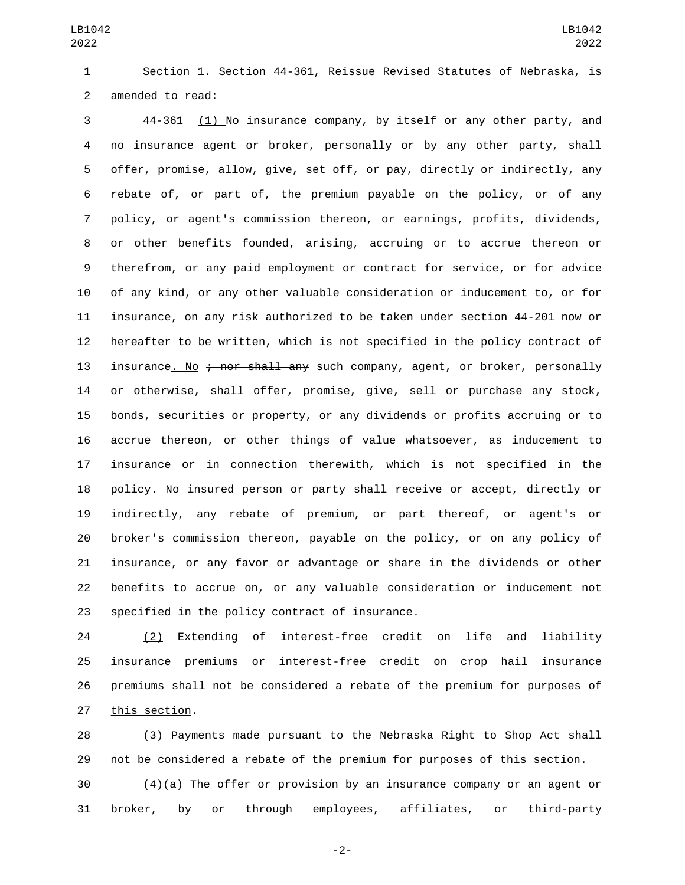Section 1. Section 44-361, Reissue Revised Statutes of Nebraska, is amended to read:

44-361 (1) No insurance company, by itself or any other party, and no insurance agent or broker, personally or by any other party, shall offer, promise, allow, give, set off, or pay, directly or indirectly, any rebate of, or part of, the premium payable on the policy, or of any policy, or agent's commission thereon, or earnings, profits, dividends, or other benefits founded, arising, accruing or to accrue thereon or therefrom, or any paid employment or contract for service, or for advice of any kind, or any other valuable consideration or inducement to, or for insurance, on any risk authorized to be taken under section 44-201 now or hereafter to be written, which is not specified in the policy contract of insurance. No ~~; nor shall any~~ such company, agent, or broker, personally or otherwise, shall offer, promise, give, sell or purchase any stock, bonds, securities or property, or any dividends or profits accruing or to accrue thereon, or other things of value whatsoever, as inducement to insurance or in connection therewith, which is not specified in the policy. No insured person or party shall receive or accept, directly or indirectly, any rebate of premium, or part thereof, or agent's or broker's commission thereon, payable on the policy, or on any policy of insurance, or any favor or advantage or share in the dividends or other benefits to accrue on, or any valuable consideration or inducement not specified in the policy contract of insurance.

(2) Extending of interest-free credit on life and liability insurance premiums or interest-free credit on crop hail insurance premiums shall not be considered a rebate of the premium for purposes of this section.

(3) Payments made pursuant to the Nebraska Right to Shop Act shall not be considered a rebate of the premium for purposes of this section.

(4)(a) The offer or provision by an insurance company or an agent or broker, by or through employees, affiliates, or third-party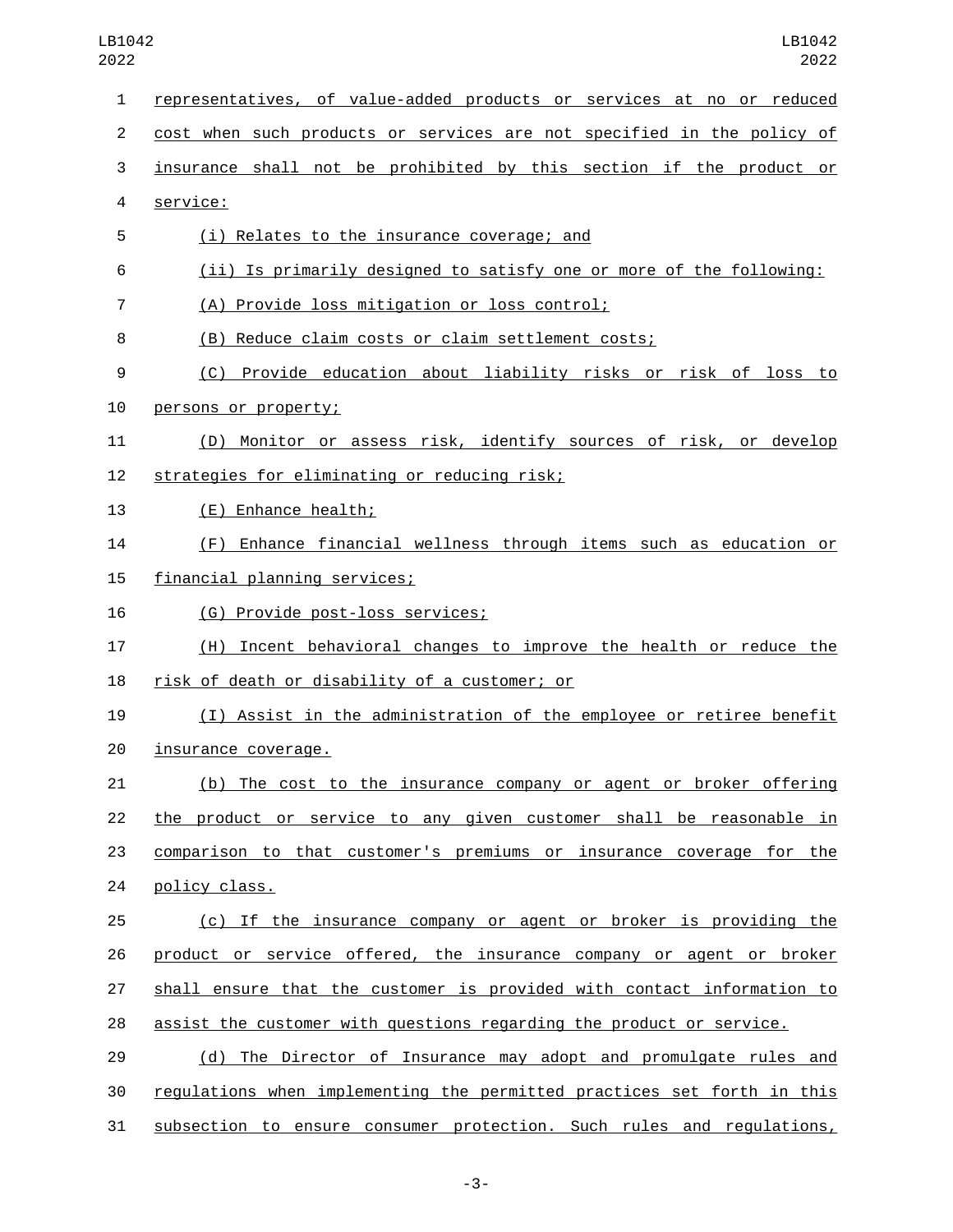representatives, of value-added products or services at no or reduced cost when such products or services are not specified in the policy of insurance shall not be prohibited by this section if the product or service:

(i) Relates to the insurance coverage; and

(ii) Is primarily designed to satisfy one or more of the following:

(A) Provide loss mitigation or loss control;

(B) Reduce claim costs or claim settlement costs;

(C) Provide education about liability risks or risk of loss to persons or property;

(D) Monitor or assess risk, identify sources of risk, or develop strategies for eliminating or reducing risk;

(E) Enhance health;

(F) Enhance financial wellness through items such as education or financial planning services;

(G) Provide post-loss services;

(H) Incent behavioral changes to improve the health or reduce the risk of death or disability of a customer; or

(I) Assist in the administration of the employee or retiree benefit insurance coverage.

(b) The cost to the insurance company or agent or broker offering the product or service to any given customer shall be reasonable in comparison to that customer's premiums or insurance coverage for the policy class.

(c) If the insurance company or agent or broker is providing the product or service offered, the insurance company or agent or broker shall ensure that the customer is provided with contact information to assist the customer with questions regarding the product or service.

(d) The Director of Insurance may adopt and promulgate rules and regulations when implementing the permitted practices set forth in this subsection to ensure consumer protection. Such rules and regulations,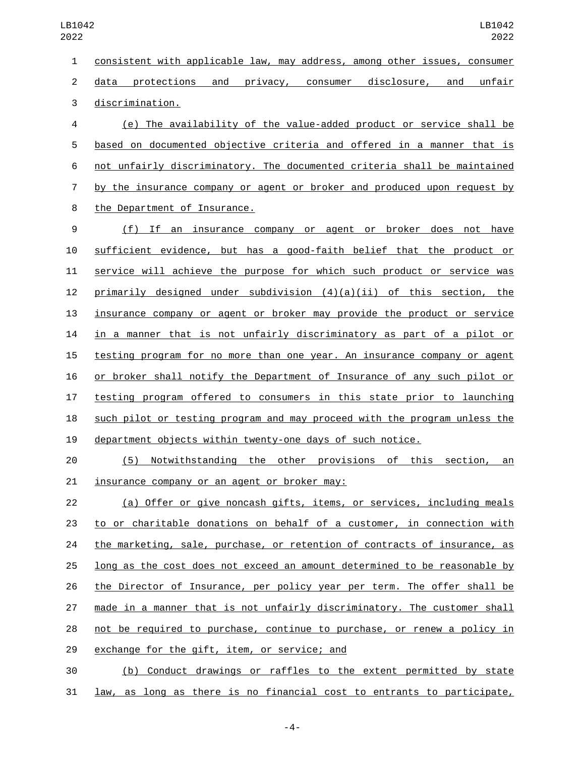consistent with applicable law, may address, among other issues, consumer data protections and privacy, consumer disclosure, and unfair discrimination.

(e) The availability of the value-added product or service shall be based on documented objective criteria and offered in a manner that is not unfairly discriminatory. The documented criteria shall be maintained by the insurance company or agent or broker and produced upon request by the Department of Insurance.

(f) If an insurance company or agent or broker does not have sufficient evidence, but has a good-faith belief that the product or service will achieve the purpose for which such product or service was primarily designed under subdivision (4)(a)(ii) of this section, the insurance company or agent or broker may provide the product or service in a manner that is not unfairly discriminatory as part of a pilot or testing program for no more than one year. An insurance company or agent or broker shall notify the Department of Insurance of any such pilot or testing program offered to consumers in this state prior to launching such pilot or testing program and may proceed with the program unless the department objects within twenty-one days of such notice.

(5) Notwithstanding the other provisions of this section, an insurance company or an agent or broker may:

(a) Offer or give noncash gifts, items, or services, including meals to or charitable donations on behalf of a customer, in connection with the marketing, sale, purchase, or retention of contracts of insurance, as long as the cost does not exceed an amount determined to be reasonable by the Director of Insurance, per policy year per term. The offer shall be made in a manner that is not unfairly discriminatory. The customer shall not be required to purchase, continue to purchase, or renew a policy in exchange for the gift, item, or service; and

(b) Conduct drawings or raffles to the extent permitted by state law, as long as there is no financial cost to entrants to participate,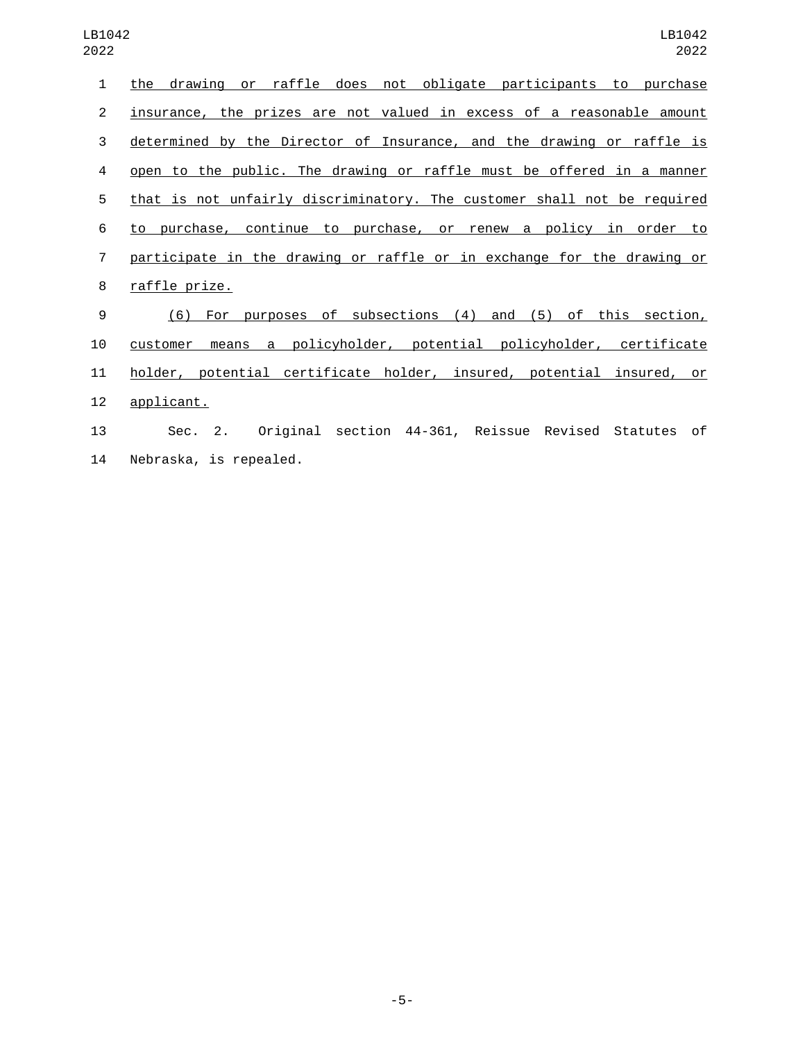the drawing or raffle does not obligate participants to purchase insurance, the prizes are not valued in excess of a reasonable amount determined by the Director of Insurance, and the drawing or raffle is open to the public. The drawing or raffle must be offered in a manner that is not unfairly discriminatory. The customer shall not be required to purchase, continue to purchase, or renew a policy in order to participate in the drawing or raffle or in exchange for the drawing or raffle prize.

(6) For purposes of subsections (4) and (5) of this section, customer means a policyholder, potential policyholder, certificate holder, potential certificate holder, insured, potential insured, or applicant.

Sec. 2. Original section 44-361, Reissue Revised Statutes of Nebraska, is repealed.